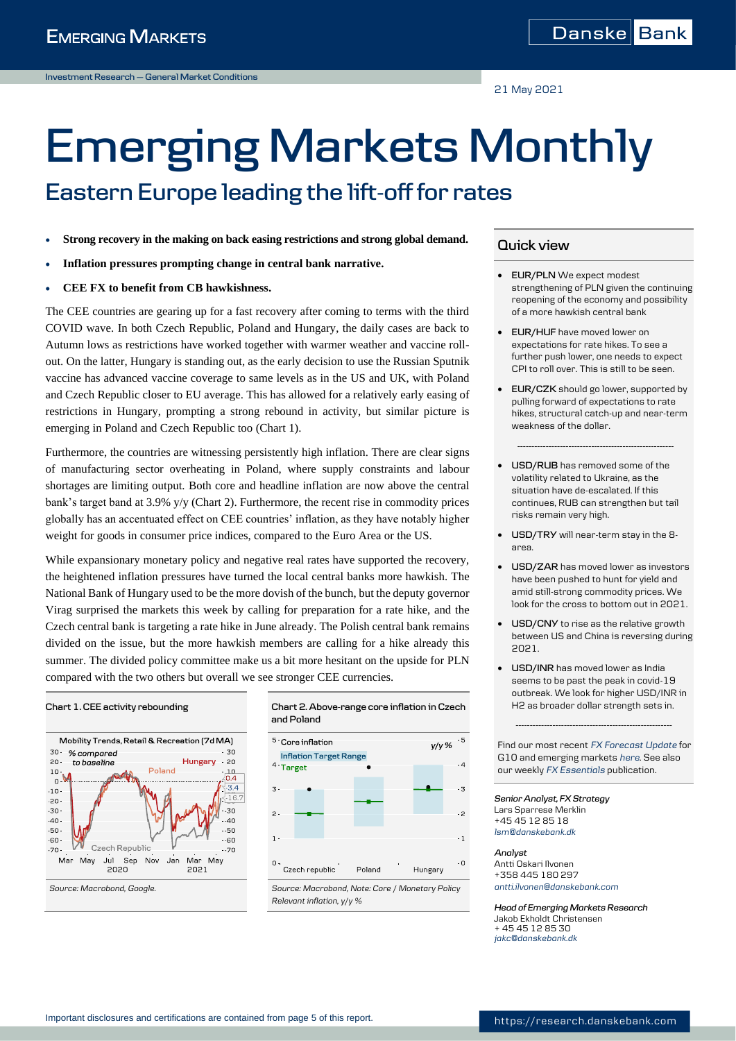# Emerging Markets Monthly

## Eastern Europe leading the lift-off for rates

21 May 2021

- **Strong recovery in the making on back easing restrictions and strong global demand.**
- **Inflation pressures prompting change in central bank narrative.**
- **CEE FX to benefit from CB hawkishness.**

The CEE countries are gearing up for a fast recovery after coming to terms with the third COVID wave. In both Czech Republic, Poland and Hungary, the daily cases are back to Autumn lows as restrictions have worked together with warmer weather and vaccine roll-out. On the latter, Hungary is standing out, as the early decision to use the Russian Sputnik vaccine has advanced vaccine coverage to same levels as in the US and UK, with Poland and Czech Republic closer to EU average. This has allowed for a relatively early easing of restrictions in Hungary, prompting a strong rebound in activity, but similar picture is emerging in Poland and Czech Republic too (Chart 1).

Furthermore, the countries are witnessing persistently high inflation. There are clear signs of manufacturing sector overheating in Poland, where supply constraints and labour shortages are limiting output. Both core and headline inflation are now above the central bank's target band at 3.9% y/y (Chart 2). Furthermore, the recent rise in commodity prices globally has an accentuated effect on CEE countries' inflation, as they have notably higher weight for goods in consumer price indices, compared to the Euro Area or the US.

While expansionary monetary policy and negative real rates have supported the recovery, the heightened inflation pressures have turned the local central banks more hawkish. The National Bank of Hungary used to be the more dovish of the bunch, but the deputy governor Virag surprised the markets this week by calling for preparation for a rate hike, and the Czech central bank is targeting a rate hike in June already. The Polish central bank remains divided on the issue, but the more hawkish members are calling for a hike already this summer. The divided policy committee make us a bit more hesitant on the upside for PLN compared with the two others but overall we see stronger CEE currencies.

**Chart 1. CEE activity rebounding**

Source: Macrobond, Google.

**Chart 2. Above-range core inflation in Czech and Poland**

Source: Macrobond, Note: Core / Monetary Policy Relevant inflation, y/y %

### Quick view

- **EUR/PLN** We expect modest strengthening of PLN given the continuing reopening of the economy and possibility of a more hawkish central bank
- **EUR/HUF** have moved lower on expectations for rate hikes. To see a further push lower, one needs to expect CPI to roll over. This is still to be seen.
- **EUR/CZK** should go lower, supported by pulling forward of expectations to rate hikes, structural catch-up and near-term weakness of the dollar.

---

- **USD/RUB** has removed some of the volatility related to Ukraine, as the situation have de-escalated. If this continues, RUB can strengthen but tail risks remain very high.
- **USD/TRY** will near-term stay in the 8-area.
- **USD/ZAR** has moved lower as investors have been pushed to hunt for yield and amid still-strong commodity prices. We look for the cross to bottom out in 2021.
- **USD/CNY** to rise as the relative growth between US and China is reversing during 2021.
- **USD/INR** has moved lower as India seems to be past the peak in covid-19 outbreak. We look for higher USD/INR in H2 as broader dollar strength sets in.

---

Find our most recent *FX Forecast Update* for G10 and emerging markets *here*. See also our weekly *FX Essentials* publication.

*Senior Analyst, FX Strategy*
Lars Sparresø Merklin
+45 45 12 85 18
*lsm@danskebank.dk*

*Analyst*
Antti Oskari Ilvonen
+358 445 180 297
*antti.ilvonen@danskebank.com*

*Head of Emerging Markets Research*
Jakob Ekholdt Christensen
+ 45 45 12 85 30
*jakc@danskebank.dk*

Important disclosures and certifications are contained from page 5 of this report.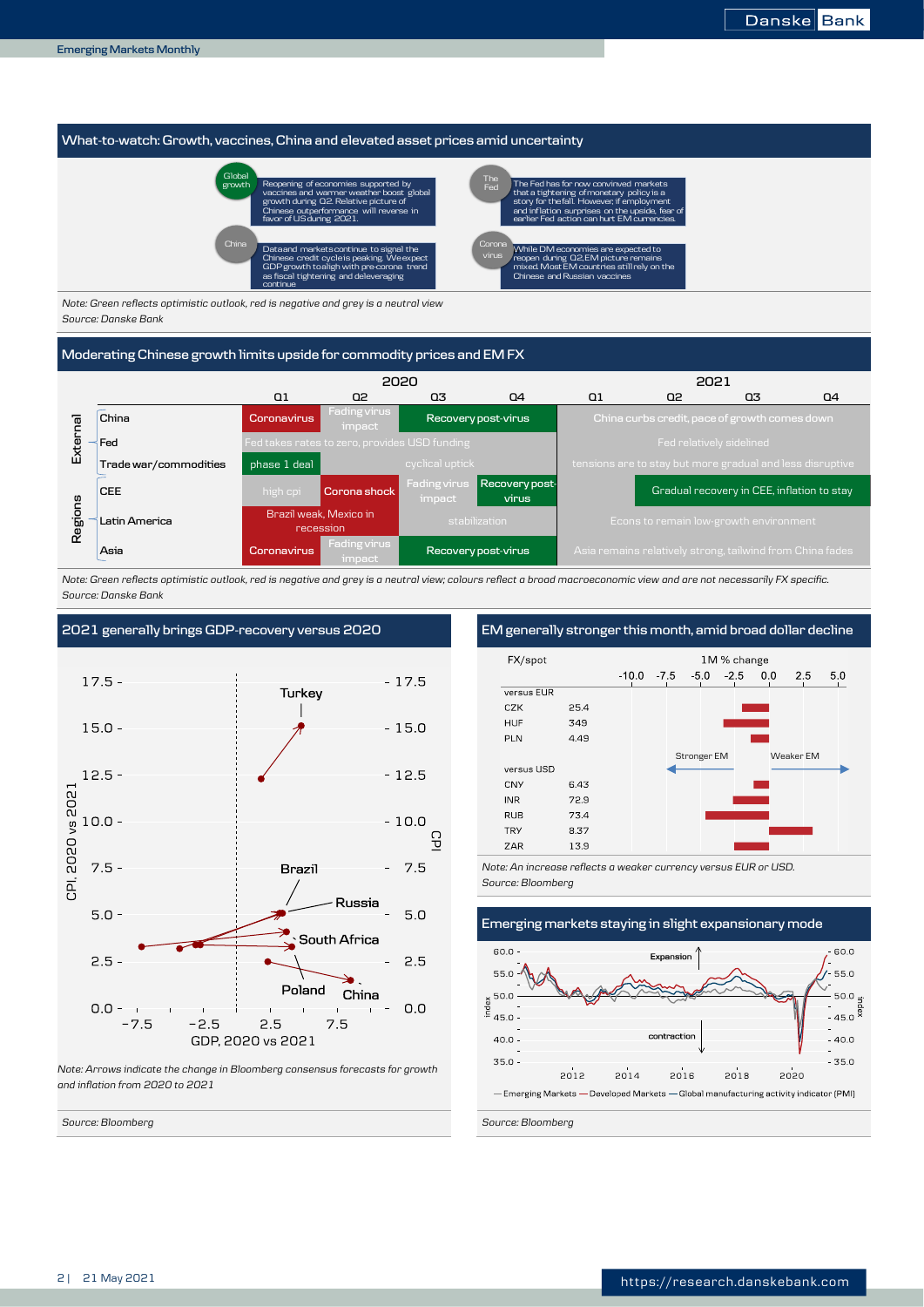## What-to-watch: Growth, vaccines, China and elevated asset prices amid uncertainty

**Global growth:** Reopening of economies supported by vaccines and warmer weather boost global growth during Q2. Relative picture of Chinese outperformance will reverse in favor of US during 2021.

**The Fed:** The Fed has for now convinved markets that a tightening of monetary policy is a story for the fall. However, if employment and inflation surprises on the upside, fear of earlier Fed action can hurt EM currencies.

**China:** Data and markets continue to signal the Chinese credit cycle is peaking. We expect GDP growth to align with pre-corona trend as fiscal tightening and deleveraging continue

**Corona virus:** While DM economies are expected to reopen during Q2, EM picture remains mixed. Most EM countries still rely on the Chinese and Russian vaccines

*Note: Green reflects optimistic outlook, red is negative and grey is a neutral view*
*Source: Danske Bank*

## Moderating Chinese growth limits upside for commodity prices and EM FX

| | | 2020 Q1 | 2020 Q2 | 2020 Q3 | 2020 Q4 | 2021 Q1 | 2021 Q2 | 2021 Q3 | 2021 Q4 |
|---|---|---|---|---|---|---|---|---|---|
| External | China | Coronavirus | Fading virus impact | Recovery post-virus | | China curbs credit, pace of growth comes down | | | |
| | Fed | Fed takes rates to zero, provides USD funding | | | | Fed relatively sidelined | | | |
| | Trade war/commodities | phase 1 deal | cyclical uptick | | | tensions are to stay but more gradual and less disruptive | | | |
| Regions | CEE | high cpi | Corona shock | Fading virus impact | Recovery post-virus | | Gradual recovery in CEE, inflation to stay | | |
| | Latin America | Brazil weak, Mexico in recession | | stabilization | | Econs to remain low-growth environment | | | |
| | Asia | Coronavirus | Fading virus impact | Recovery post-virus | | Asia remains relatively strong, tailwind from China fades | | | |

*Note: Green reflects optimistic outlook, red is negative and grey is a neutral view; colours reflect a broad macroeconomic view and are not necessarily FX specific.*
*Source: Danske Bank*

## 2021 generally brings GDP-recovery versus 2020

*Note: Arrows indicate the change in Bloomberg consensus forecasts for growth and inflation from 2020 to 2021*

*Source: Bloomberg*

## EM generally stronger this month, amid broad dollar decline

| FX/spot | | 1M % change |
|---|---|---|
| versus EUR | | |
| CZK | 25.4 | |
| HUF | 349 | |
| PLN | 4.49 | |
| versus USD | | |
| CNY | 6.43 | |
| INR | 72.9 | |
| RUB | 73.4 | |
| TRY | 8.37 | |
| ZAR | 13.9 | |

*Note: An increase reflects a weaker currency versus EUR or USD.*
*Source: Bloomberg*

## Emerging markets staying in slight expansionary mode

— Emerging Markets — Developed Markets — Global manufacturing activity indicator (PMI)

*Source: Bloomberg*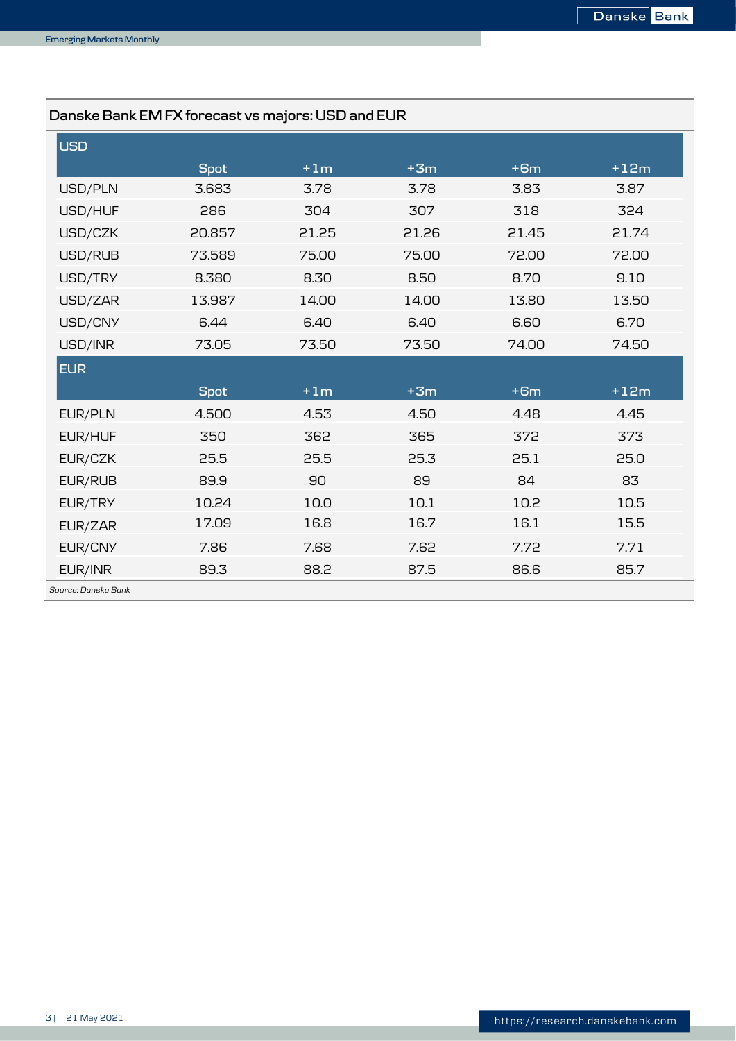### Danske Bank EM FX forecast vs majors: USD and EUR

| USD | Spot | +1m | +3m | +6m | +12m |
|---|---|---|---|---|---|
| USD/PLN | 3.683 | 3.78 | 3.78 | 3.83 | 3.87 |
| USD/HUF | 286 | 304 | 307 | 318 | 324 |
| USD/CZK | 20.857 | 21.25 | 21.26 | 21.45 | 21.74 |
| USD/RUB | 73.589 | 75.00 | 75.00 | 72.00 | 72.00 |
| USD/TRY | 8.380 | 8.30 | 8.50 | 8.70 | 9.10 |
| USD/ZAR | 13.987 | 14.00 | 14.00 | 13.80 | 13.50 |
| USD/CNY | 6.44 | 6.40 | 6.40 | 6.60 | 6.70 |
| USD/INR | 73.05 | 73.50 | 73.50 | 74.00 | 74.50 |
| **EUR** | **Spot** | **+1m** | **+3m** | **+6m** | **+12m** |
| EUR/PLN | 4.500 | 4.53 | 4.50 | 4.48 | 4.45 |
| EUR/HUF | 350 | 362 | 365 | 372 | 373 |
| EUR/CZK | 25.5 | 25.5 | 25.3 | 25.1 | 25.0 |
| EUR/RUB | 89.9 | 90 | 89 | 84 | 83 |
| EUR/TRY | 10.24 | 10.0 | 10.1 | 10.2 | 10.5 |
| EUR/ZAR | 17.09 | 16.8 | 16.7 | 16.1 | 15.5 |
| EUR/CNY | 7.86 | 7.68 | 7.62 | 7.72 | 7.71 |
| EUR/INR | 89.3 | 88.2 | 87.5 | 86.6 | 85.7 |

*Source: Danske Bank*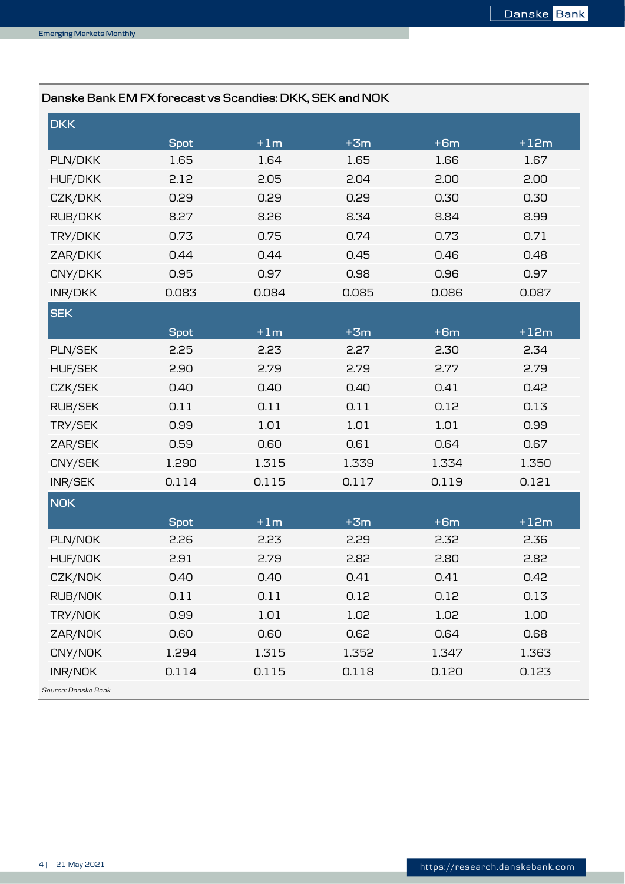## Danske Bank EM FX forecast vs Scandies: DKK, SEK and NOK

| DKK | Spot | +1m | +3m | +6m | +12m |
|---|---|---|---|---|---|
| PLN/DKK | 1.65 | 1.64 | 1.65 | 1.66 | 1.67 |
| HUF/DKK | 2.12 | 2.05 | 2.04 | 2.00 | 2.00 |
| CZK/DKK | 0.29 | 0.29 | 0.29 | 0.30 | 0.30 |
| RUB/DKK | 8.27 | 8.26 | 8.34 | 8.84 | 8.99 |
| TRY/DKK | 0.73 | 0.75 | 0.74 | 0.73 | 0.71 |
| ZAR/DKK | 0.44 | 0.44 | 0.45 | 0.46 | 0.48 |
| CNY/DKK | 0.95 | 0.97 | 0.98 | 0.96 | 0.97 |
| INR/DKK | 0.083 | 0.084 | 0.085 | 0.086 | 0.087 |
| **SEK** | **Spot** | **+1m** | **+3m** | **+6m** | **+12m** |
| PLN/SEK | 2.25 | 2.23 | 2.27 | 2.30 | 2.34 |
| HUF/SEK | 2.90 | 2.79 | 2.79 | 2.77 | 2.79 |
| CZK/SEK | 0.40 | 0.40 | 0.40 | 0.41 | 0.42 |
| RUB/SEK | 0.11 | 0.11 | 0.11 | 0.12 | 0.13 |
| TRY/SEK | 0.99 | 1.01 | 1.01 | 1.01 | 0.99 |
| ZAR/SEK | 0.59 | 0.60 | 0.61 | 0.64 | 0.67 |
| CNY/SEK | 1.290 | 1.315 | 1.339 | 1.334 | 1.350 |
| INR/SEK | 0.114 | 0.115 | 0.117 | 0.119 | 0.121 |
| **NOK** | **Spot** | **+1m** | **+3m** | **+6m** | **+12m** |
| PLN/NOK | 2.26 | 2.23 | 2.29 | 2.32 | 2.36 |
| HUF/NOK | 2.91 | 2.79 | 2.82 | 2.80 | 2.82 |
| CZK/NOK | 0.40 | 0.40 | 0.41 | 0.41 | 0.42 |
| RUB/NOK | 0.11 | 0.11 | 0.12 | 0.12 | 0.13 |
| TRY/NOK | 0.99 | 1.01 | 1.02 | 1.02 | 1.00 |
| ZAR/NOK | 0.60 | 0.60 | 0.62 | 0.64 | 0.68 |
| CNY/NOK | 1.294 | 1.315 | 1.352 | 1.347 | 1.363 |
| INR/NOK | 0.114 | 0.115 | 0.118 | 0.120 | 0.123 |

*Source: Danske Bank*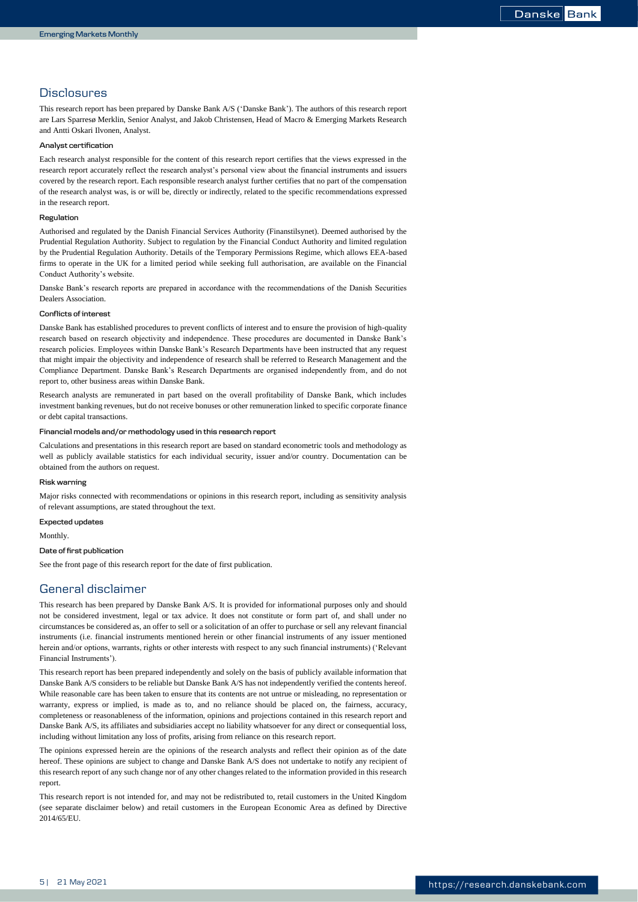## Disclosures

This research report has been prepared by Danske Bank A/S ('Danske Bank'). The authors of this research report are Lars Sparresø Merklin, Senior Analyst, and Jakob Christensen, Head of Macro & Emerging Markets Research and Antti Oskari Ilvonen, Analyst.

### Analyst certification

Each research analyst responsible for the content of this research report certifies that the views expressed in the research report accurately reflect the research analyst's personal view about the financial instruments and issuers covered by the research report. Each responsible research analyst further certifies that no part of the compensation of the research analyst was, is or will be, directly or indirectly, related to the specific recommendations expressed in the research report.

### Regulation

Authorised and regulated by the Danish Financial Services Authority (Finanstilsynet). Deemed authorised by the Prudential Regulation Authority. Subject to regulation by the Financial Conduct Authority and limited regulation by the Prudential Regulation Authority. Details of the Temporary Permissions Regime, which allows EEA-based firms to operate in the UK for a limited period while seeking full authorisation, are available on the Financial Conduct Authority's website.

Danske Bank's research reports are prepared in accordance with the recommendations of the Danish Securities Dealers Association.

### Conflicts of interest

Danske Bank has established procedures to prevent conflicts of interest and to ensure the provision of high-quality research based on research objectivity and independence. These procedures are documented in Danske Bank's research policies. Employees within Danske Bank's Research Departments have been instructed that any request that might impair the objectivity and independence of research shall be referred to Research Management and the Compliance Department. Danske Bank's Research Departments are organised independently from, and do not report to, other business areas within Danske Bank.

Research analysts are remunerated in part based on the overall profitability of Danske Bank, which includes investment banking revenues, but do not receive bonuses or other remuneration linked to specific corporate finance or debt capital transactions.

### Financial models and/or methodology used in this research report

Calculations and presentations in this research report are based on standard econometric tools and methodology as well as publicly available statistics for each individual security, issuer and/or country. Documentation can be obtained from the authors on request.

### Risk warning

Major risks connected with recommendations or opinions in this research report, including as sensitivity analysis of relevant assumptions, are stated throughout the text.

### Expected updates

Monthly.

### Date of first publication

See the front page of this research report for the date of first publication.

## General disclaimer

This research has been prepared by Danske Bank A/S. It is provided for informational purposes only and should not be considered investment, legal or tax advice. It does not constitute or form part of, and shall under no circumstances be considered as, an offer to sell or a solicitation of an offer to purchase or sell any relevant financial instruments (i.e. financial instruments mentioned herein or other financial instruments of any issuer mentioned herein and/or options, warrants, rights or other interests with respect to any such financial instruments) ('Relevant Financial Instruments').

This research report has been prepared independently and solely on the basis of publicly available information that Danske Bank A/S considers to be reliable but Danske Bank A/S has not independently verified the contents hereof. While reasonable care has been taken to ensure that its contents are not untrue or misleading, no representation or warranty, express or implied, is made as to, and no reliance should be placed on, the fairness, accuracy, completeness or reasonableness of the information, opinions and projections contained in this research report and Danske Bank A/S, its affiliates and subsidiaries accept no liability whatsoever for any direct or consequential loss, including without limitation any loss of profits, arising from reliance on this research report.

The opinions expressed herein are the opinions of the research analysts and reflect their opinion as of the date hereof. These opinions are subject to change and Danske Bank A/S does not undertake to notify any recipient of this research report of any such change nor of any other changes related to the information provided in this research report.

This research report is not intended for, and may not be redistributed to, retail customers in the United Kingdom (see separate disclaimer below) and retail customers in the European Economic Area as defined by Directive 2014/65/EU.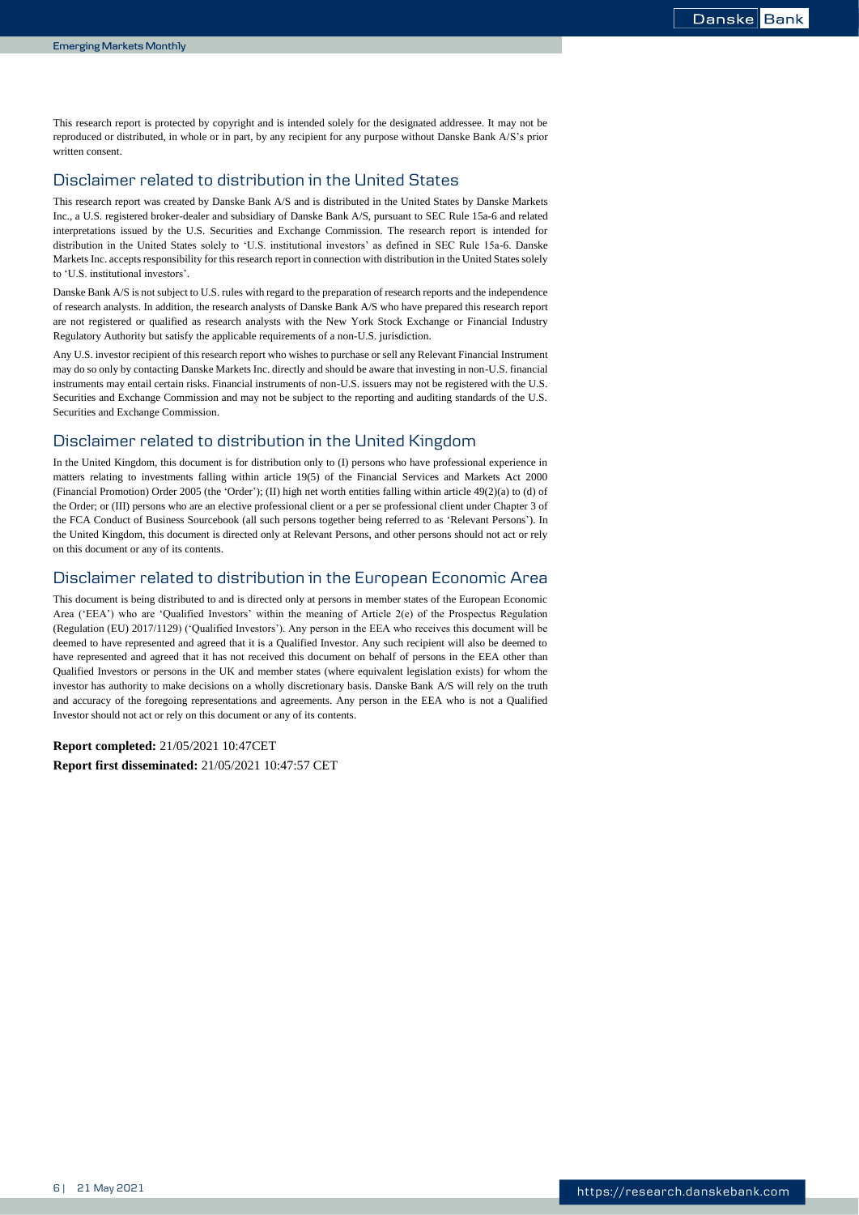This research report is protected by copyright and is intended solely for the designated addressee. It may not be reproduced or distributed, in whole or in part, by any recipient for any purpose without Danske Bank A/S's prior written consent.

## Disclaimer related to distribution in the United States

This research report was created by Danske Bank A/S and is distributed in the United States by Danske Markets Inc., a U.S. registered broker-dealer and subsidiary of Danske Bank A/S, pursuant to SEC Rule 15a-6 and related interpretations issued by the U.S. Securities and Exchange Commission. The research report is intended for distribution in the United States solely to 'U.S. institutional investors' as defined in SEC Rule 15a-6. Danske Markets Inc. accepts responsibility for this research report in connection with distribution in the United States solely to 'U.S. institutional investors'.

Danske Bank A/S is not subject to U.S. rules with regard to the preparation of research reports and the independence of research analysts. In addition, the research analysts of Danske Bank A/S who have prepared this research report are not registered or qualified as research analysts with the New York Stock Exchange or Financial Industry Regulatory Authority but satisfy the applicable requirements of a non-U.S. jurisdiction.

Any U.S. investor recipient of this research report who wishes to purchase or sell any Relevant Financial Instrument may do so only by contacting Danske Markets Inc. directly and should be aware that investing in non-U.S. financial instruments may entail certain risks. Financial instruments of non-U.S. issuers may not be registered with the U.S. Securities and Exchange Commission and may not be subject to the reporting and auditing standards of the U.S. Securities and Exchange Commission.

## Disclaimer related to distribution in the United Kingdom

In the United Kingdom, this document is for distribution only to (I) persons who have professional experience in matters relating to investments falling within article 19(5) of the Financial Services and Markets Act 2000 (Financial Promotion) Order 2005 (the 'Order'); (II) high net worth entities falling within article 49(2)(a) to (d) of the Order; or (III) persons who are an elective professional client or a per se professional client under Chapter 3 of the FCA Conduct of Business Sourcebook (all such persons together being referred to as 'Relevant Persons'). In the United Kingdom, this document is directed only at Relevant Persons, and other persons should not act or rely on this document or any of its contents.

## Disclaimer related to distribution in the European Economic Area

This document is being distributed to and is directed only at persons in member states of the European Economic Area ('EEA') who are 'Qualified Investors' within the meaning of Article 2(e) of the Prospectus Regulation (Regulation (EU) 2017/1129) ('Qualified Investors'). Any person in the EEA who receives this document will be deemed to have represented and agreed that it is a Qualified Investor. Any such recipient will also be deemed to have represented and agreed that it has not received this document on behalf of persons in the EEA other than Qualified Investors or persons in the UK and member states (where equivalent legislation exists) for whom the investor has authority to make decisions on a wholly discretionary basis. Danske Bank A/S will rely on the truth and accuracy of the foregoing representations and agreements. Any person in the EEA who is not a Qualified Investor should not act or rely on this document or any of its contents.

**Report completed:** 21/05/2021 10:47CET

**Report first disseminated:** 21/05/2021 10:47:57 CET